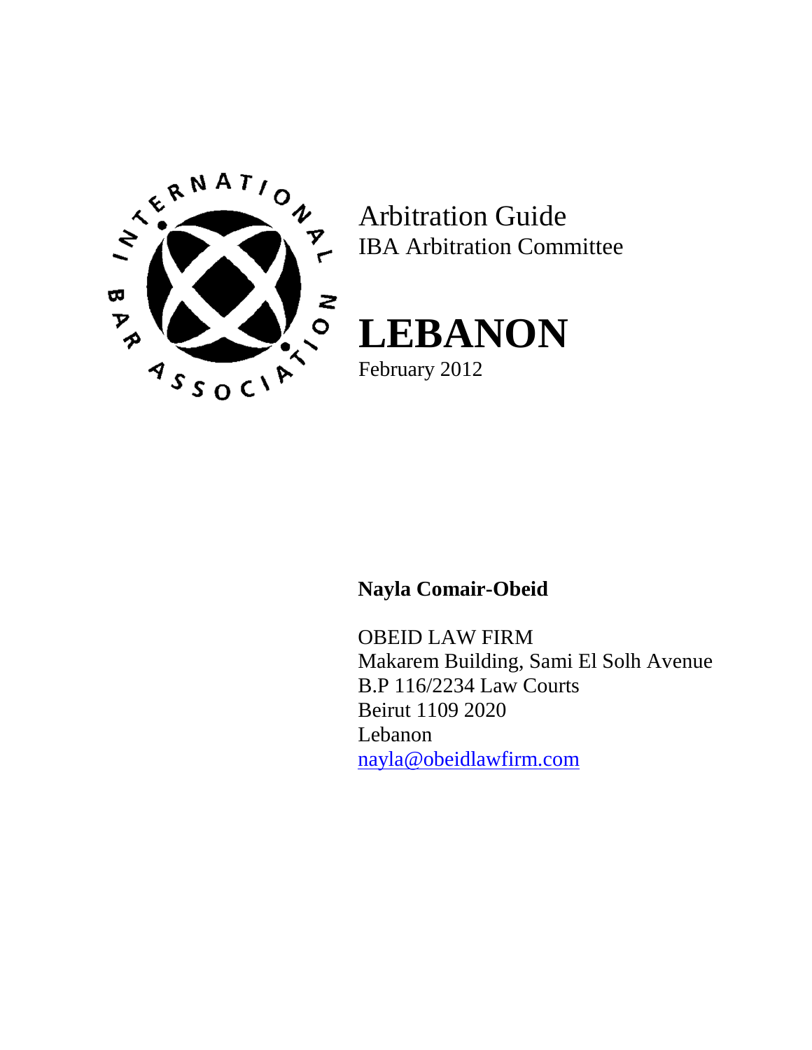Arbitration Guide
IBA Arbitration Committee

# LEBANON

February 2012

**Nayla Comair-Obeid**

OBEID LAW FIRM
Makarem Building, Sami El Solh Avenue
B.P 116/2234 Law Courts
Beirut 1109 2020
Lebanon
nayla@obeidlawfirm.com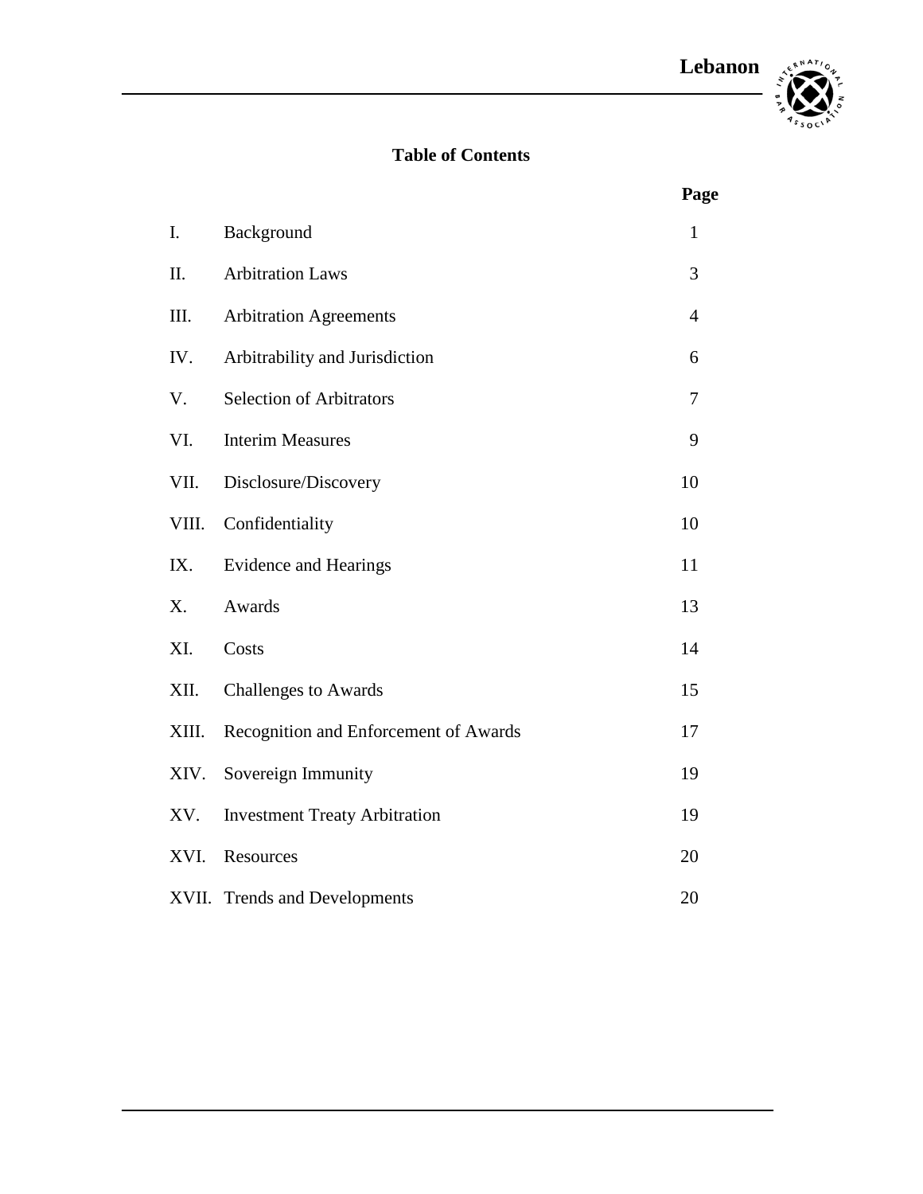## Table of Contents

| | | Page |
|---|---|---|
| I. | Background | 1 |
| II. | Arbitration Laws | 3 |
| III. | Arbitration Agreements | 4 |
| IV. | Arbitrability and Jurisdiction | 6 |
| V. | Selection of Arbitrators | 7 |
| VI. | Interim Measures | 9 |
| VII. | Disclosure/Discovery | 10 |
| VIII. | Confidentiality | 10 |
| IX. | Evidence and Hearings | 11 |
| X. | Awards | 13 |
| XI. | Costs | 14 |
| XII. | Challenges to Awards | 15 |
| XIII. | Recognition and Enforcement of Awards | 17 |
| XIV. | Sovereign Immunity | 19 |
| XV. | Investment Treaty Arbitration | 19 |
| XVI. | Resources | 20 |
| XVII. | Trends and Developments | 20 |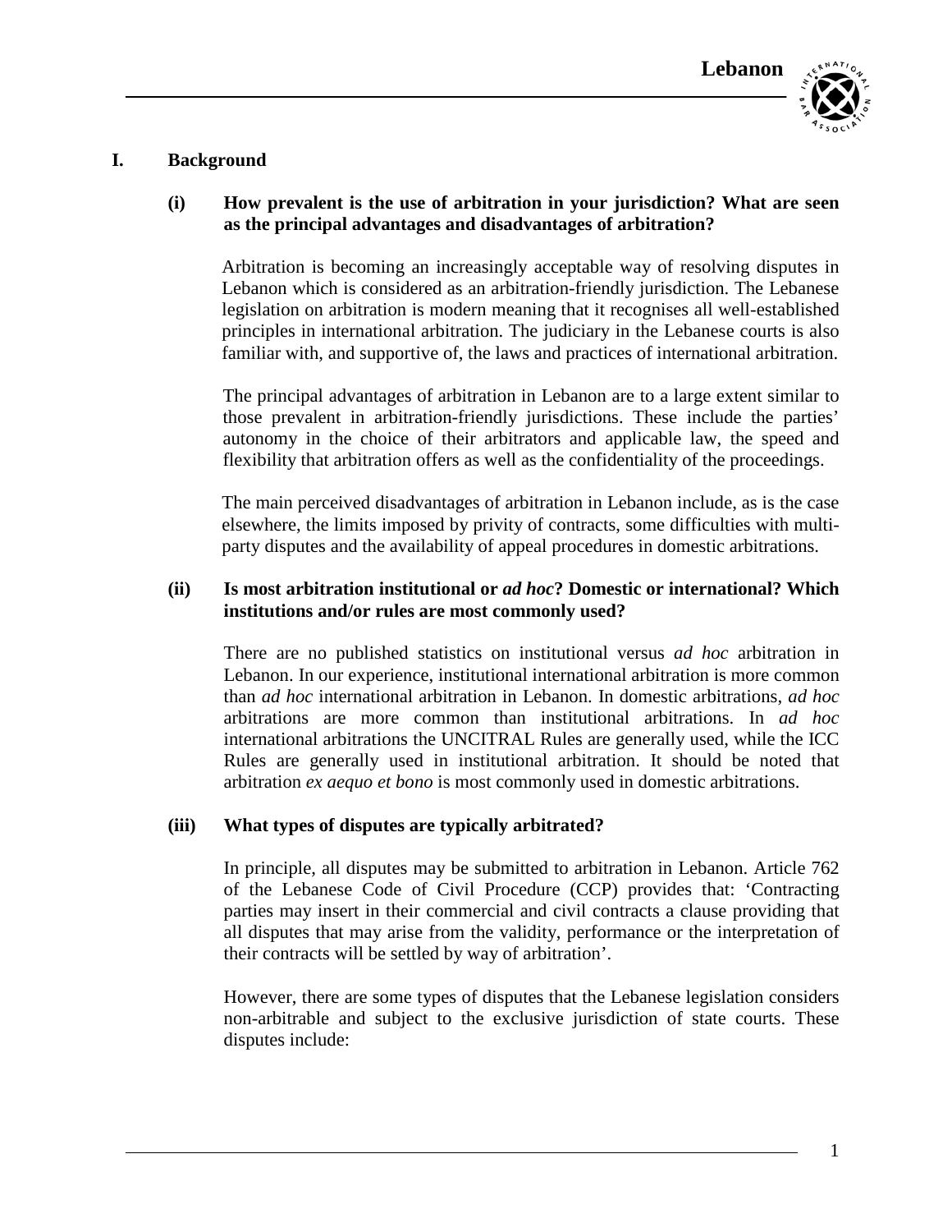## I. Background

### (i) How prevalent is the use of arbitration in your jurisdiction? What are seen as the principal advantages and disadvantages of arbitration?

Arbitration is becoming an increasingly acceptable way of resolving disputes in Lebanon which is considered as an arbitration-friendly jurisdiction. The Lebanese legislation on arbitration is modern meaning that it recognises all well-established principles in international arbitration. The judiciary in the Lebanese courts is also familiar with, and supportive of, the laws and practices of international arbitration.

The principal advantages of arbitration in Lebanon are to a large extent similar to those prevalent in arbitration-friendly jurisdictions. These include the parties' autonomy in the choice of their arbitrators and applicable law, the speed and flexibility that arbitration offers as well as the confidentiality of the proceedings.

The main perceived disadvantages of arbitration in Lebanon include, as is the case elsewhere, the limits imposed by privity of contracts, some difficulties with multi-party disputes and the availability of appeal procedures in domestic arbitrations.

### (ii) Is most arbitration institutional or *ad hoc*? Domestic or international? Which institutions and/or rules are most commonly used?

There are no published statistics on institutional versus *ad hoc* arbitration in Lebanon. In our experience, institutional international arbitration is more common than *ad hoc* international arbitration in Lebanon. In domestic arbitrations, *ad hoc* arbitrations are more common than institutional arbitrations. In *ad hoc* international arbitrations the UNCITRAL Rules are generally used, while the ICC Rules are generally used in institutional arbitration. It should be noted that arbitration *ex aequo et bono* is most commonly used in domestic arbitrations.

### (iii) What types of disputes are typically arbitrated?

In principle, all disputes may be submitted to arbitration in Lebanon. Article 762 of the Lebanese Code of Civil Procedure (CCP) provides that: 'Contracting parties may insert in their commercial and civil contracts a clause providing that all disputes that may arise from the validity, performance or the interpretation of their contracts will be settled by way of arbitration'.

However, there are some types of disputes that the Lebanese legislation considers non-arbitrable and subject to the exclusive jurisdiction of state courts. These disputes include: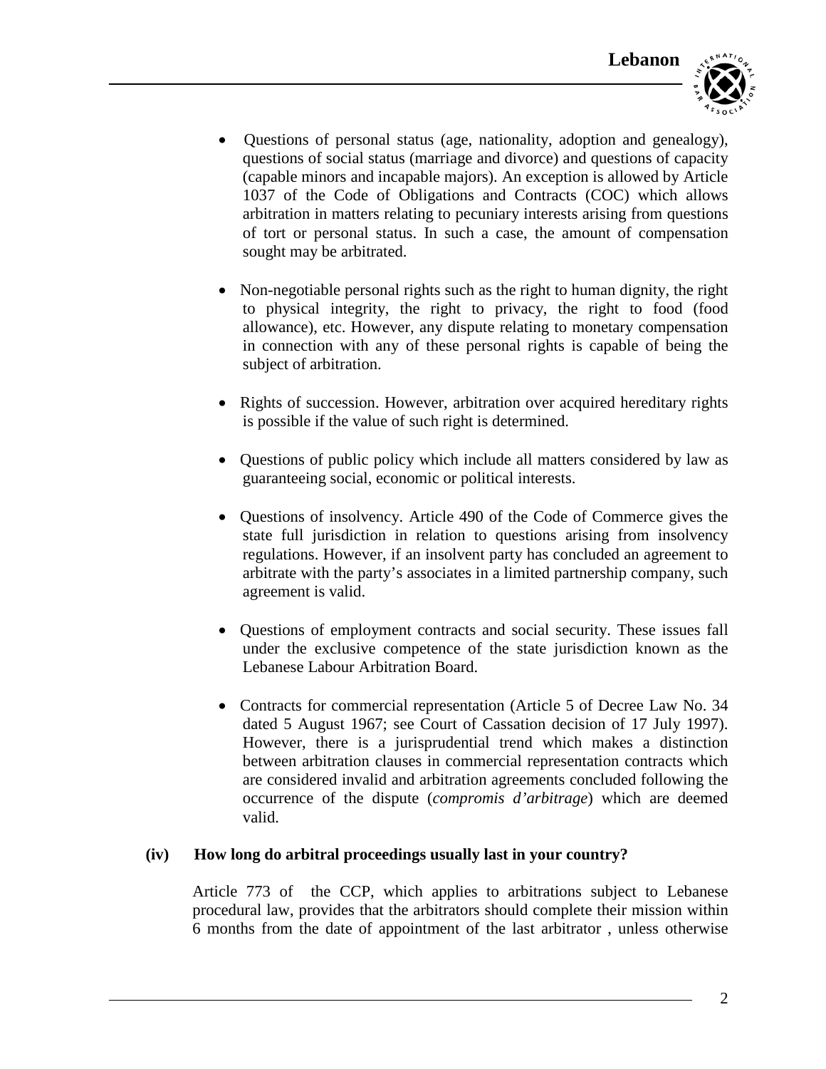- Questions of personal status (age, nationality, adoption and genealogy), questions of social status (marriage and divorce) and questions of capacity (capable minors and incapable majors). An exception is allowed by Article 1037 of the Code of Obligations and Contracts (COC) which allows arbitration in matters relating to pecuniary interests arising from questions of tort or personal status. In such a case, the amount of compensation sought may be arbitrated.

- Non-negotiable personal rights such as the right to human dignity, the right to physical integrity, the right to privacy, the right to food (food allowance), etc. However, any dispute relating to monetary compensation in connection with any of these personal rights is capable of being the subject of arbitration.

- Rights of succession. However, arbitration over acquired hereditary rights is possible if the value of such right is determined.

- Questions of public policy which include all matters considered by law as guaranteeing social, economic or political interests.

- Questions of insolvency. Article 490 of the Code of Commerce gives the state full jurisdiction in relation to questions arising from insolvency regulations. However, if an insolvent party has concluded an agreement to arbitrate with the party's associates in a limited partnership company, such agreement is valid.

- Questions of employment contracts and social security. These issues fall under the exclusive competence of the state jurisdiction known as the Lebanese Labour Arbitration Board.

- Contracts for commercial representation (Article 5 of Decree Law No. 34 dated 5 August 1967; see Court of Cassation decision of 17 July 1997). However, there is a jurisprudential trend which makes a distinction between arbitration clauses in commercial representation contracts which are considered invalid and arbitration agreements concluded following the occurrence of the dispute (*compromis d'arbitrage*) which are deemed valid.

**(iv) How long do arbitral proceedings usually last in your country?**

Article 773 of the CCP, which applies to arbitrations subject to Lebanese procedural law, provides that the arbitrators should complete their mission within 6 months from the date of appointment of the last arbitrator , unless otherwise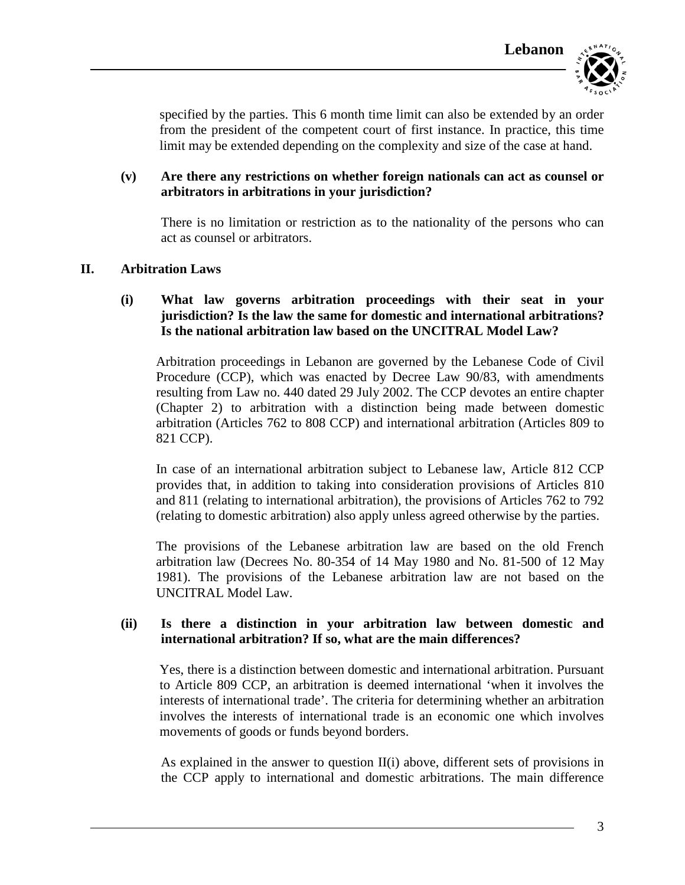specified by the parties. This 6 month time limit can also be extended by an order from the president of the competent court of first instance. In practice, this time limit may be extended depending on the complexity and size of the case at hand.

**(v) Are there any restrictions on whether foreign nationals can act as counsel or arbitrators in arbitrations in your jurisdiction?**

There is no limitation or restriction as to the nationality of the persons who can act as counsel or arbitrators.

## II. Arbitration Laws

**(i) What law governs arbitration proceedings with their seat in your jurisdiction? Is the law the same for domestic and international arbitrations? Is the national arbitration law based on the UNCITRAL Model Law?**

Arbitration proceedings in Lebanon are governed by the Lebanese Code of Civil Procedure (CCP), which was enacted by Decree Law 90/83, with amendments resulting from Law no. 440 dated 29 July 2002. The CCP devotes an entire chapter (Chapter 2) to arbitration with a distinction being made between domestic arbitration (Articles 762 to 808 CCP) and international arbitration (Articles 809 to 821 CCP).

In case of an international arbitration subject to Lebanese law, Article 812 CCP provides that, in addition to taking into consideration provisions of Articles 810 and 811 (relating to international arbitration), the provisions of Articles 762 to 792 (relating to domestic arbitration) also apply unless agreed otherwise by the parties.

The provisions of the Lebanese arbitration law are based on the old French arbitration law (Decrees No. 80-354 of 14 May 1980 and No. 81-500 of 12 May 1981). The provisions of the Lebanese arbitration law are not based on the UNCITRAL Model Law.

**(ii) Is there a distinction in your arbitration law between domestic and international arbitration? If so, what are the main differences?**

Yes, there is a distinction between domestic and international arbitration. Pursuant to Article 809 CCP, an arbitration is deemed international 'when it involves the interests of international trade'. The criteria for determining whether an arbitration involves the interests of international trade is an economic one which involves movements of goods or funds beyond borders.

As explained in the answer to question II(i) above, different sets of provisions in the CCP apply to international and domestic arbitrations. The main difference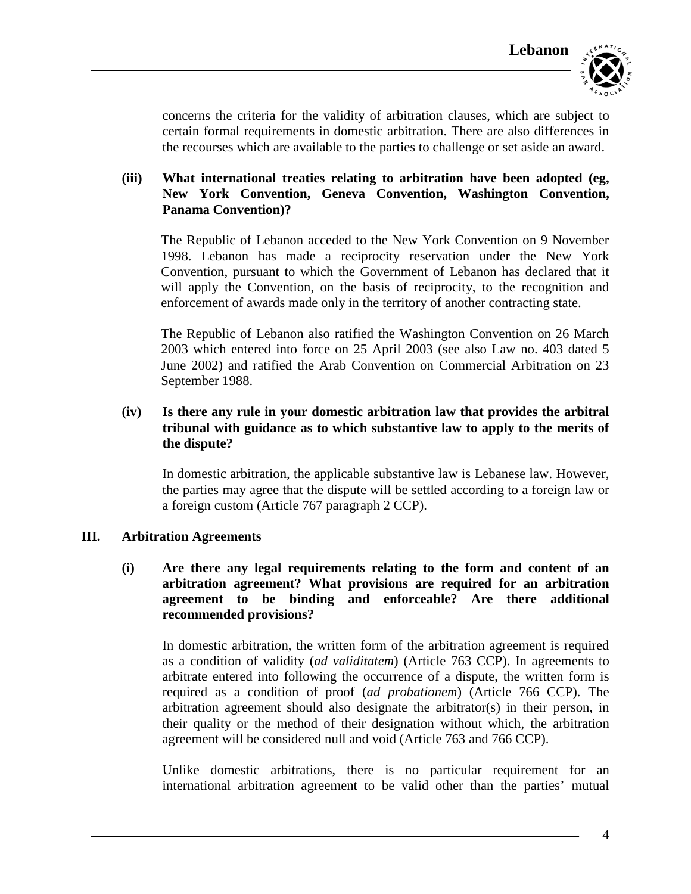concerns the criteria for the validity of arbitration clauses, which are subject to certain formal requirements in domestic arbitration. There are also differences in the recourses which are available to the parties to challenge or set aside an award.

**(iii) What international treaties relating to arbitration have been adopted (eg, New York Convention, Geneva Convention, Washington Convention, Panama Convention)?**

The Republic of Lebanon acceded to the New York Convention on 9 November 1998. Lebanon has made a reciprocity reservation under the New York Convention, pursuant to which the Government of Lebanon has declared that it will apply the Convention, on the basis of reciprocity, to the recognition and enforcement of awards made only in the territory of another contracting state.

The Republic of Lebanon also ratified the Washington Convention on 26 March 2003 which entered into force on 25 April 2003 (see also Law no. 403 dated 5 June 2002) and ratified the Arab Convention on Commercial Arbitration on 23 September 1988.

**(iv) Is there any rule in your domestic arbitration law that provides the arbitral tribunal with guidance as to which substantive law to apply to the merits of the dispute?**

In domestic arbitration, the applicable substantive law is Lebanese law. However, the parties may agree that the dispute will be settled according to a foreign law or a foreign custom (Article 767 paragraph 2 CCP).

## III. Arbitration Agreements

**(i) Are there any legal requirements relating to the form and content of an arbitration agreement? What provisions are required for an arbitration agreement to be binding and enforceable? Are there additional recommended provisions?**

In domestic arbitration, the written form of the arbitration agreement is required as a condition of validity (*ad validitatem*) (Article 763 CCP). In agreements to arbitrate entered into following the occurrence of a dispute, the written form is required as a condition of proof (*ad probationem*) (Article 766 CCP). The arbitration agreement should also designate the arbitrator(s) in their person, in their quality or the method of their designation without which, the arbitration agreement will be considered null and void (Article 763 and 766 CCP).

Unlike domestic arbitrations, there is no particular requirement for an international arbitration agreement to be valid other than the parties' mutual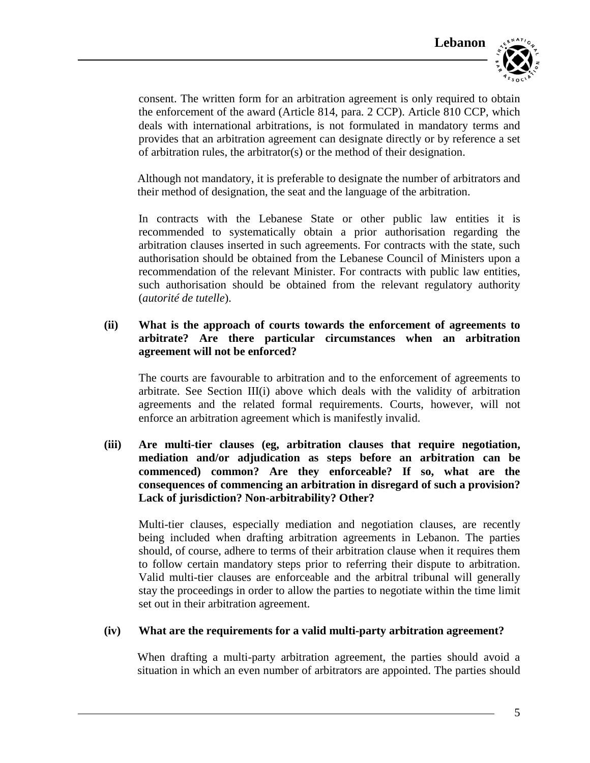consent. The written form for an arbitration agreement is only required to obtain the enforcement of the award (Article 814, para. 2 CCP). Article 810 CCP, which deals with international arbitrations, is not formulated in mandatory terms and provides that an arbitration agreement can designate directly or by reference a set of arbitration rules, the arbitrator(s) or the method of their designation.

Although not mandatory, it is preferable to designate the number of arbitrators and their method of designation, the seat and the language of the arbitration.

In contracts with the Lebanese State or other public law entities it is recommended to systematically obtain a prior authorisation regarding the arbitration clauses inserted in such agreements. For contracts with the state, such authorisation should be obtained from the Lebanese Council of Ministers upon a recommendation of the relevant Minister. For contracts with public law entities, such authorisation should be obtained from the relevant regulatory authority (*autorité de tutelle*).

**(ii) What is the approach of courts towards the enforcement of agreements to arbitrate? Are there particular circumstances when an arbitration agreement will not be enforced?**

The courts are favourable to arbitration and to the enforcement of agreements to arbitrate. See Section III(i) above which deals with the validity of arbitration agreements and the related formal requirements. Courts, however, will not enforce an arbitration agreement which is manifestly invalid.

**(iii) Are multi-tier clauses (eg, arbitration clauses that require negotiation, mediation and/or adjudication as steps before an arbitration can be commenced) common? Are they enforceable? If so, what are the consequences of commencing an arbitration in disregard of such a provision? Lack of jurisdiction? Non-arbitrability? Other?**

Multi-tier clauses, especially mediation and negotiation clauses, are recently being included when drafting arbitration agreements in Lebanon. The parties should, of course, adhere to terms of their arbitration clause when it requires them to follow certain mandatory steps prior to referring their dispute to arbitration. Valid multi-tier clauses are enforceable and the arbitral tribunal will generally stay the proceedings in order to allow the parties to negotiate within the time limit set out in their arbitration agreement.

**(iv) What are the requirements for a valid multi-party arbitration agreement?**

When drafting a multi-party arbitration agreement, the parties should avoid a situation in which an even number of arbitrators are appointed. The parties should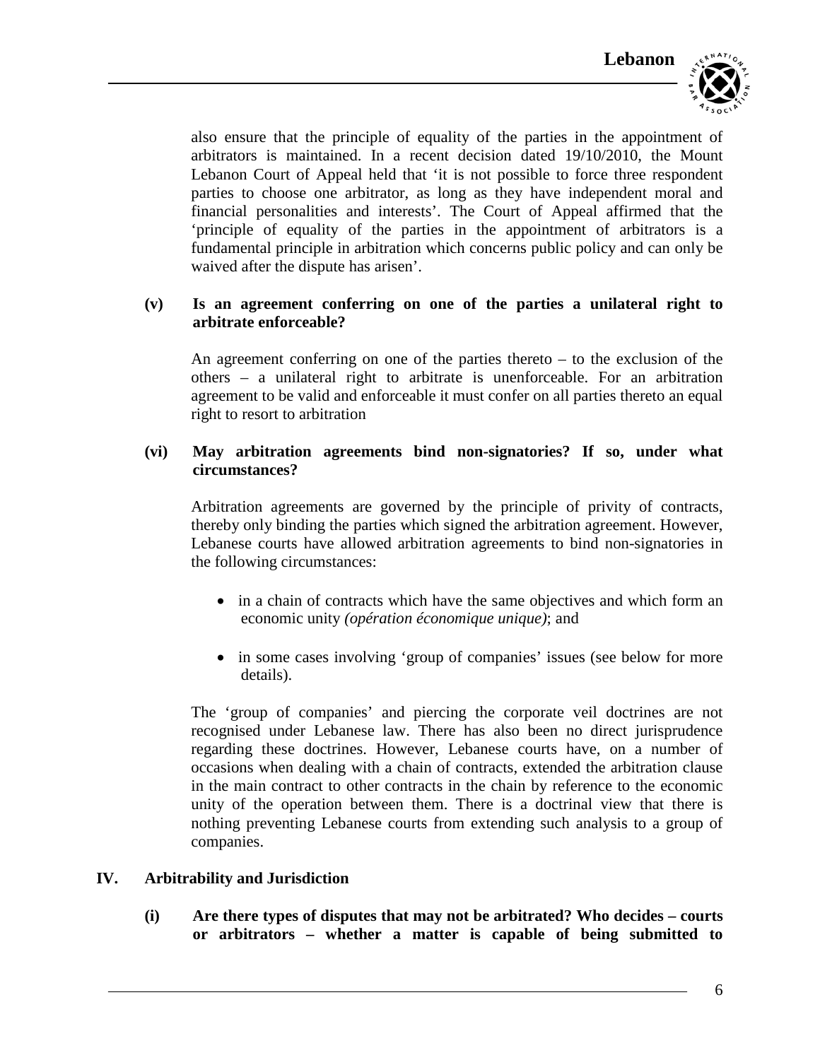also ensure that the principle of equality of the parties in the appointment of arbitrators is maintained. In a recent decision dated 19/10/2010, the Mount Lebanon Court of Appeal held that 'it is not possible to force three respondent parties to choose one arbitrator, as long as they have independent moral and financial personalities and interests'. The Court of Appeal affirmed that the 'principle of equality of the parties in the appointment of arbitrators is a fundamental principle in arbitration which concerns public policy and can only be waived after the dispute has arisen'.

**(v) Is an agreement conferring on one of the parties a unilateral right to arbitrate enforceable?**

An agreement conferring on one of the parties thereto – to the exclusion of the others – a unilateral right to arbitrate is unenforceable. For an arbitration agreement to be valid and enforceable it must confer on all parties thereto an equal right to resort to arbitration

**(vi) May arbitration agreements bind non-signatories? If so, under what circumstances?**

Arbitration agreements are governed by the principle of privity of contracts, thereby only binding the parties which signed the arbitration agreement. However, Lebanese courts have allowed arbitration agreements to bind non-signatories in the following circumstances:

- in a chain of contracts which have the same objectives and which form an economic unity *(opération économique unique)*; and
- in some cases involving 'group of companies' issues (see below for more details).

The 'group of companies' and piercing the corporate veil doctrines are not recognised under Lebanese law. There has also been no direct jurisprudence regarding these doctrines. However, Lebanese courts have, on a number of occasions when dealing with a chain of contracts, extended the arbitration clause in the main contract to other contracts in the chain by reference to the economic unity of the operation between them. There is a doctrinal view that there is nothing preventing Lebanese courts from extending such analysis to a group of companies.

## IV. Arbitrability and Jurisdiction

**(i) Are there types of disputes that may not be arbitrated? Who decides – courts or arbitrators – whether a matter is capable of being submitted to**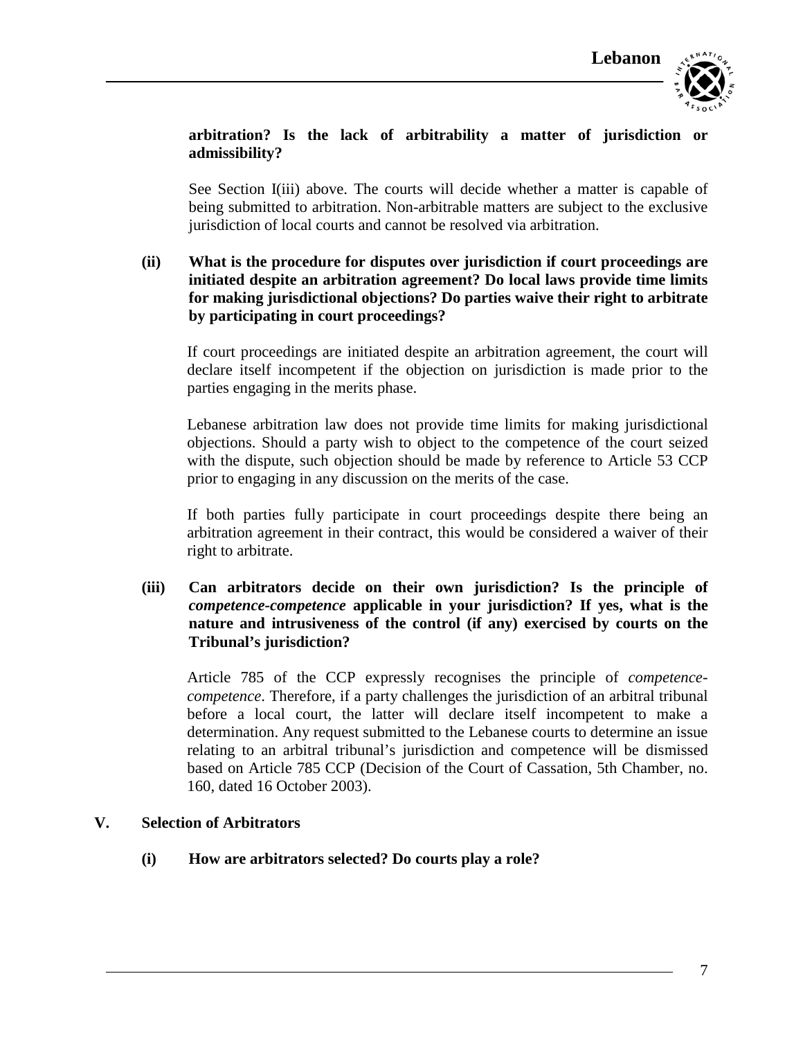**arbitration? Is the lack of arbitrability a matter of jurisdiction or admissibility?**

See Section I(iii) above. The courts will decide whether a matter is capable of being submitted to arbitration. Non-arbitrable matters are subject to the exclusive jurisdiction of local courts and cannot be resolved via arbitration.

**(ii) What is the procedure for disputes over jurisdiction if court proceedings are initiated despite an arbitration agreement? Do local laws provide time limits for making jurisdictional objections? Do parties waive their right to arbitrate by participating in court proceedings?**

If court proceedings are initiated despite an arbitration agreement, the court will declare itself incompetent if the objection on jurisdiction is made prior to the parties engaging in the merits phase.

Lebanese arbitration law does not provide time limits for making jurisdictional objections. Should a party wish to object to the competence of the court seized with the dispute, such objection should be made by reference to Article 53 CCP prior to engaging in any discussion on the merits of the case.

If both parties fully participate in court proceedings despite there being an arbitration agreement in their contract, this would be considered a waiver of their right to arbitrate.

**(iii) Can arbitrators decide on their own jurisdiction? Is the principle of *competence-competence* applicable in your jurisdiction? If yes, what is the nature and intrusiveness of the control (if any) exercised by courts on the Tribunal's jurisdiction?**

Article 785 of the CCP expressly recognises the principle of *competence-competence*. Therefore, if a party challenges the jurisdiction of an arbitral tribunal before a local court, the latter will declare itself incompetent to make a determination. Any request submitted to the Lebanese courts to determine an issue relating to an arbitral tribunal's jurisdiction and competence will be dismissed based on Article 785 CCP (Decision of the Court of Cassation, 5th Chamber, no. 160, dated 16 October 2003).

## V. Selection of Arbitrators

**(i) How are arbitrators selected? Do courts play a role?**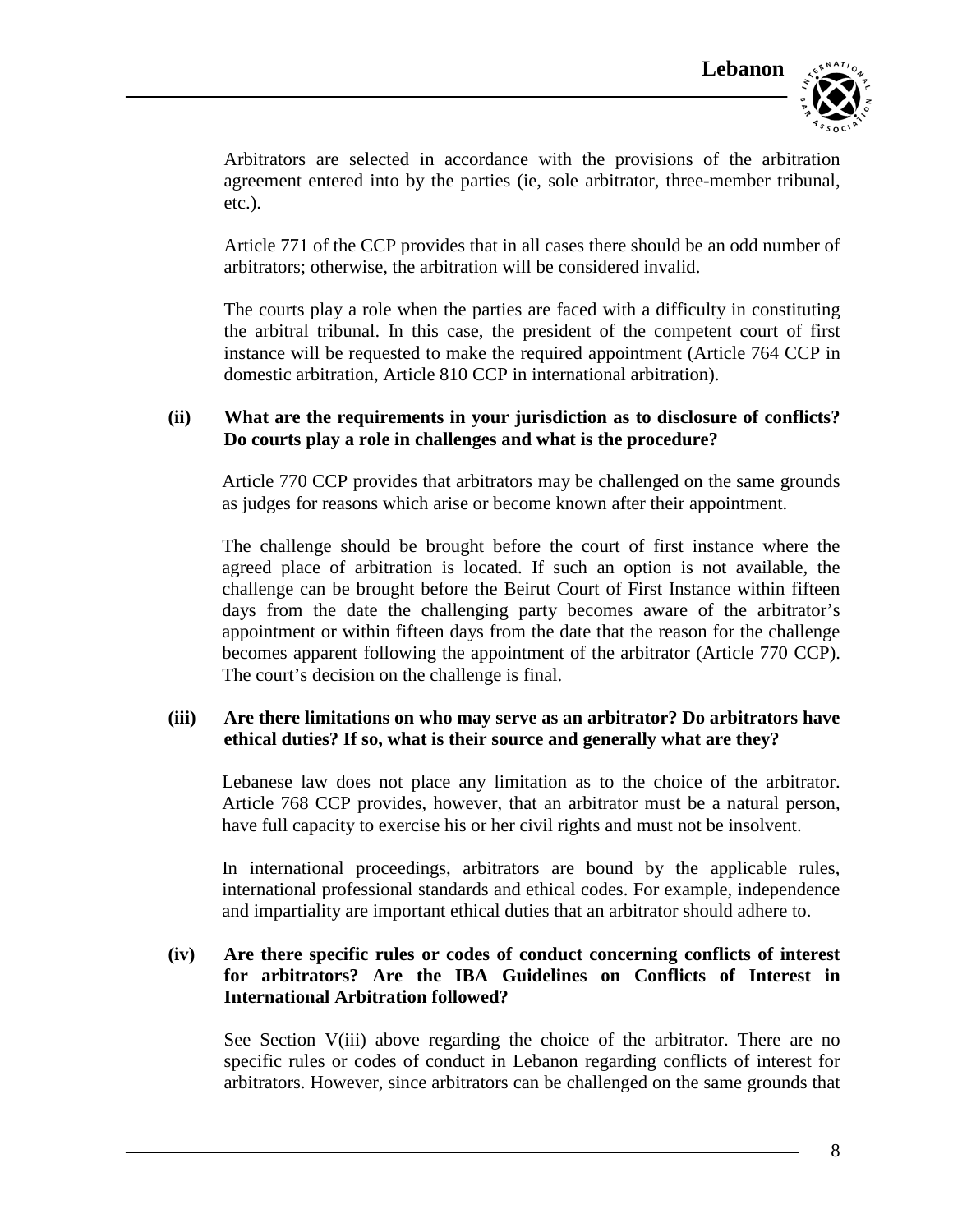Arbitrators are selected in accordance with the provisions of the arbitration agreement entered into by the parties (ie, sole arbitrator, three-member tribunal, etc.).

Article 771 of the CCP provides that in all cases there should be an odd number of arbitrators; otherwise, the arbitration will be considered invalid.

The courts play a role when the parties are faced with a difficulty in constituting the arbitral tribunal. In this case, the president of the competent court of first instance will be requested to make the required appointment (Article 764 CCP in domestic arbitration, Article 810 CCP in international arbitration).

**(ii) What are the requirements in your jurisdiction as to disclosure of conflicts? Do courts play a role in challenges and what is the procedure?**

Article 770 CCP provides that arbitrators may be challenged on the same grounds as judges for reasons which arise or become known after their appointment.

The challenge should be brought before the court of first instance where the agreed place of arbitration is located. If such an option is not available, the challenge can be brought before the Beirut Court of First Instance within fifteen days from the date the challenging party becomes aware of the arbitrator's appointment or within fifteen days from the date that the reason for the challenge becomes apparent following the appointment of the arbitrator (Article 770 CCP). The court's decision on the challenge is final.

**(iii) Are there limitations on who may serve as an arbitrator? Do arbitrators have ethical duties? If so, what is their source and generally what are they?**

Lebanese law does not place any limitation as to the choice of the arbitrator. Article 768 CCP provides, however, that an arbitrator must be a natural person, have full capacity to exercise his or her civil rights and must not be insolvent.

In international proceedings, arbitrators are bound by the applicable rules, international professional standards and ethical codes. For example, independence and impartiality are important ethical duties that an arbitrator should adhere to.

**(iv) Are there specific rules or codes of conduct concerning conflicts of interest for arbitrators? Are the IBA Guidelines on Conflicts of Interest in International Arbitration followed?**

See Section V(iii) above regarding the choice of the arbitrator. There are no specific rules or codes of conduct in Lebanon regarding conflicts of interest for arbitrators. However, since arbitrators can be challenged on the same grounds that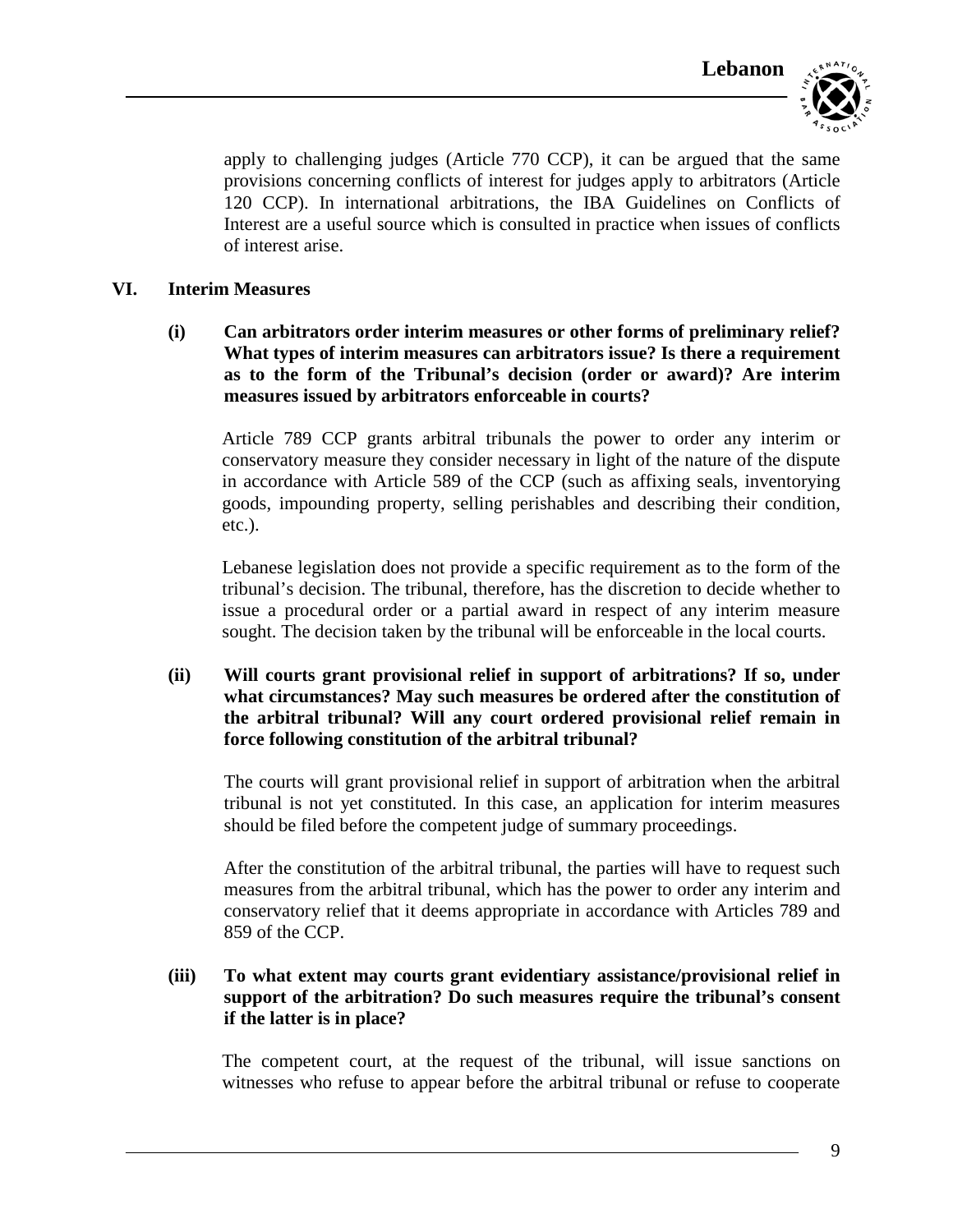apply to challenging judges (Article 770 CCP), it can be argued that the same provisions concerning conflicts of interest for judges apply to arbitrators (Article 120 CCP). In international arbitrations, the IBA Guidelines on Conflicts of Interest are a useful source which is consulted in practice when issues of conflicts of interest arise.

## VI. Interim Measures

### (i) Can arbitrators order interim measures or other forms of preliminary relief? What types of interim measures can arbitrators issue? Is there a requirement as to the form of the Tribunal's decision (order or award)? Are interim measures issued by arbitrators enforceable in courts?

Article 789 CCP grants arbitral tribunals the power to order any interim or conservatory measure they consider necessary in light of the nature of the dispute in accordance with Article 589 of the CCP (such as affixing seals, inventorying goods, impounding property, selling perishables and describing their condition, etc.).

Lebanese legislation does not provide a specific requirement as to the form of the tribunal's decision. The tribunal, therefore, has the discretion to decide whether to issue a procedural order or a partial award in respect of any interim measure sought. The decision taken by the tribunal will be enforceable in the local courts.

### (ii) Will courts grant provisional relief in support of arbitrations? If so, under what circumstances? May such measures be ordered after the constitution of the arbitral tribunal? Will any court ordered provisional relief remain in force following constitution of the arbitral tribunal?

The courts will grant provisional relief in support of arbitration when the arbitral tribunal is not yet constituted. In this case, an application for interim measures should be filed before the competent judge of summary proceedings.

After the constitution of the arbitral tribunal, the parties will have to request such measures from the arbitral tribunal, which has the power to order any interim and conservatory relief that it deems appropriate in accordance with Articles 789 and 859 of the CCP.

### (iii) To what extent may courts grant evidentiary assistance/provisional relief in support of the arbitration? Do such measures require the tribunal's consent if the latter is in place?

The competent court, at the request of the tribunal, will issue sanctions on witnesses who refuse to appear before the arbitral tribunal or refuse to cooperate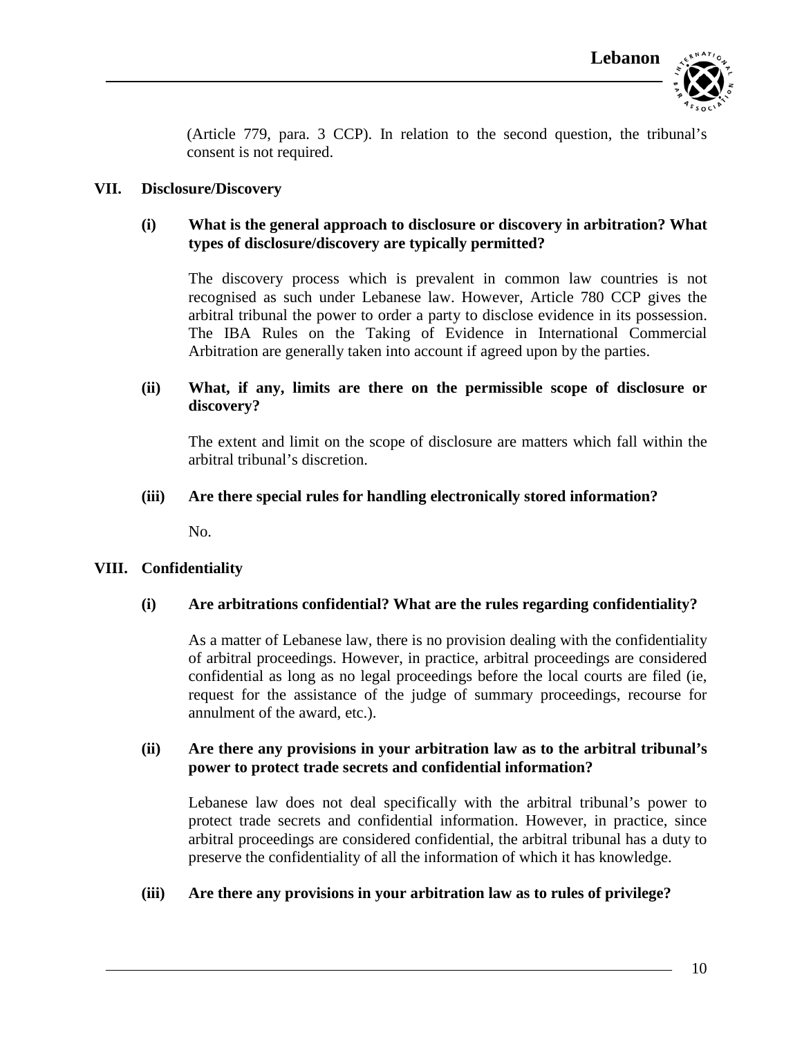(Article 779, para. 3 CCP). In relation to the second question, the tribunal's consent is not required.

## VII. Disclosure/Discovery

### (i) What is the general approach to disclosure or discovery in arbitration? What types of disclosure/discovery are typically permitted?

The discovery process which is prevalent in common law countries is not recognised as such under Lebanese law. However, Article 780 CCP gives the arbitral tribunal the power to order a party to disclose evidence in its possession. The IBA Rules on the Taking of Evidence in International Commercial Arbitration are generally taken into account if agreed upon by the parties.

### (ii) What, if any, limits are there on the permissible scope of disclosure or discovery?

The extent and limit on the scope of disclosure are matters which fall within the arbitral tribunal's discretion.

### (iii) Are there special rules for handling electronically stored information?

No.

## VIII. Confidentiality

### (i) Are arbitrations confidential? What are the rules regarding confidentiality?

As a matter of Lebanese law, there is no provision dealing with the confidentiality of arbitral proceedings. However, in practice, arbitral proceedings are considered confidential as long as no legal proceedings before the local courts are filed (ie, request for the assistance of the judge of summary proceedings, recourse for annulment of the award, etc.).

### (ii) Are there any provisions in your arbitration law as to the arbitral tribunal's power to protect trade secrets and confidential information?

Lebanese law does not deal specifically with the arbitral tribunal's power to protect trade secrets and confidential information. However, in practice, since arbitral proceedings are considered confidential, the arbitral tribunal has a duty to preserve the confidentiality of all the information of which it has knowledge.

### (iii) Are there any provisions in your arbitration law as to rules of privilege?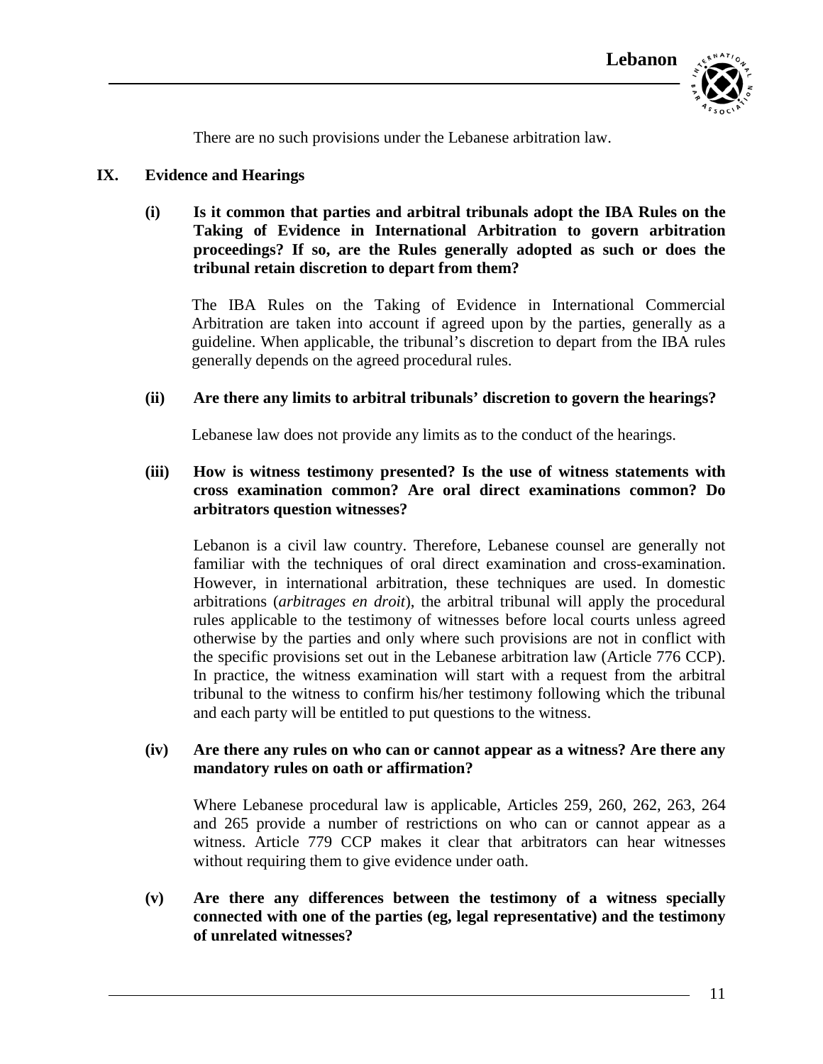There are no such provisions under the Lebanese arbitration law.

## IX. Evidence and Hearings

**(i) Is it common that parties and arbitral tribunals adopt the IBA Rules on the Taking of Evidence in International Arbitration to govern arbitration proceedings? If so, are the Rules generally adopted as such or does the tribunal retain discretion to depart from them?**

The IBA Rules on the Taking of Evidence in International Commercial Arbitration are taken into account if agreed upon by the parties, generally as a guideline. When applicable, the tribunal's discretion to depart from the IBA rules generally depends on the agreed procedural rules.

**(ii) Are there any limits to arbitral tribunals' discretion to govern the hearings?**

Lebanese law does not provide any limits as to the conduct of the hearings.

**(iii) How is witness testimony presented? Is the use of witness statements with cross examination common? Are oral direct examinations common? Do arbitrators question witnesses?**

Lebanon is a civil law country. Therefore, Lebanese counsel are generally not familiar with the techniques of oral direct examination and cross-examination. However, in international arbitration, these techniques are used. In domestic arbitrations (*arbitrages en droit*), the arbitral tribunal will apply the procedural rules applicable to the testimony of witnesses before local courts unless agreed otherwise by the parties and only where such provisions are not in conflict with the specific provisions set out in the Lebanese arbitration law (Article 776 CCP). In practice, the witness examination will start with a request from the arbitral tribunal to the witness to confirm his/her testimony following which the tribunal and each party will be entitled to put questions to the witness.

**(iv) Are there any rules on who can or cannot appear as a witness? Are there any mandatory rules on oath or affirmation?**

Where Lebanese procedural law is applicable, Articles 259, 260, 262, 263, 264 and 265 provide a number of restrictions on who can or cannot appear as a witness. Article 779 CCP makes it clear that arbitrators can hear witnesses without requiring them to give evidence under oath.

**(v) Are there any differences between the testimony of a witness specially connected with one of the parties (eg, legal representative) and the testimony of unrelated witnesses?**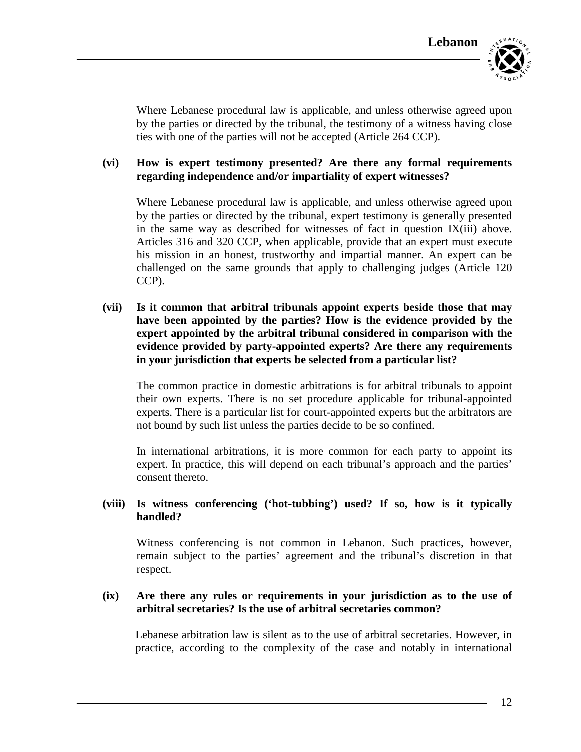Where Lebanese procedural law is applicable, and unless otherwise agreed upon by the parties or directed by the tribunal, the testimony of a witness having close ties with one of the parties will not be accepted (Article 264 CCP).

**(vi) How is expert testimony presented? Are there any formal requirements regarding independence and/or impartiality of expert witnesses?**

Where Lebanese procedural law is applicable, and unless otherwise agreed upon by the parties or directed by the tribunal, expert testimony is generally presented in the same way as described for witnesses of fact in question IX(iii) above. Articles 316 and 320 CCP, when applicable, provide that an expert must execute his mission in an honest, trustworthy and impartial manner. An expert can be challenged on the same grounds that apply to challenging judges (Article 120 CCP).

**(vii) Is it common that arbitral tribunals appoint experts beside those that may have been appointed by the parties? How is the evidence provided by the expert appointed by the arbitral tribunal considered in comparison with the evidence provided by party-appointed experts? Are there any requirements in your jurisdiction that experts be selected from a particular list?**

The common practice in domestic arbitrations is for arbitral tribunals to appoint their own experts. There is no set procedure applicable for tribunal-appointed experts. There is a particular list for court-appointed experts but the arbitrators are not bound by such list unless the parties decide to be so confined.

In international arbitrations, it is more common for each party to appoint its expert. In practice, this will depend on each tribunal's approach and the parties' consent thereto.

**(viii) Is witness conferencing ('hot-tubbing') used? If so, how is it typically handled?**

Witness conferencing is not common in Lebanon. Such practices, however, remain subject to the parties' agreement and the tribunal's discretion in that respect.

**(ix) Are there any rules or requirements in your jurisdiction as to the use of arbitral secretaries? Is the use of arbitral secretaries common?**

Lebanese arbitration law is silent as to the use of arbitral secretaries. However, in practice, according to the complexity of the case and notably in international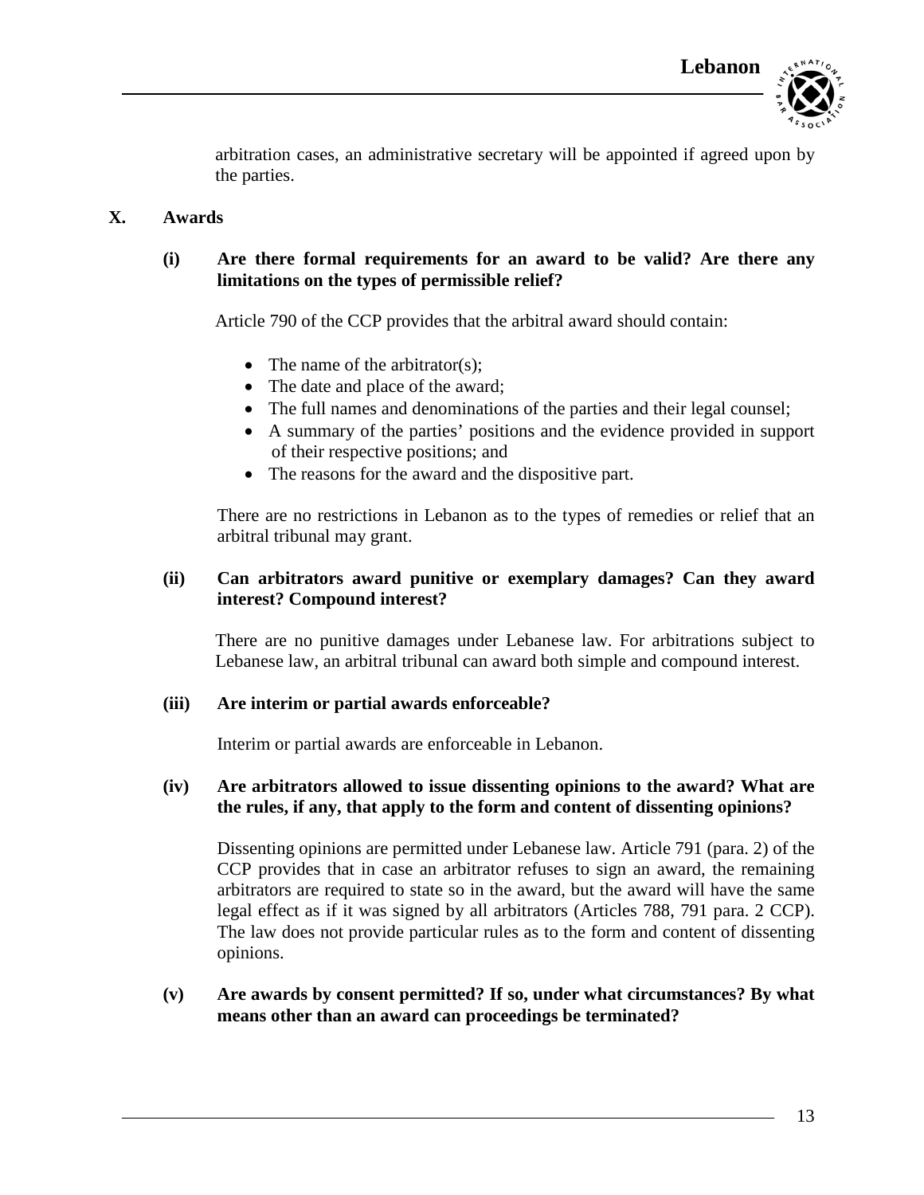arbitration cases, an administrative secretary will be appointed if agreed upon by the parties.

## X. Awards

### (i) Are there formal requirements for an award to be valid? Are there any limitations on the types of permissible relief?

Article 790 of the CCP provides that the arbitral award should contain:

- The name of the arbitrator(s);
- The date and place of the award;
- The full names and denominations of the parties and their legal counsel;
- A summary of the parties' positions and the evidence provided in support of their respective positions; and
- The reasons for the award and the dispositive part.

There are no restrictions in Lebanon as to the types of remedies or relief that an arbitral tribunal may grant.

### (ii) Can arbitrators award punitive or exemplary damages? Can they award interest? Compound interest?

There are no punitive damages under Lebanese law. For arbitrations subject to Lebanese law, an arbitral tribunal can award both simple and compound interest.

### (iii) Are interim or partial awards enforceable?

Interim or partial awards are enforceable in Lebanon.

### (iv) Are arbitrators allowed to issue dissenting opinions to the award? What are the rules, if any, that apply to the form and content of dissenting opinions?

Dissenting opinions are permitted under Lebanese law. Article 791 (para. 2) of the CCP provides that in case an arbitrator refuses to sign an award, the remaining arbitrators are required to state so in the award, but the award will have the same legal effect as if it was signed by all arbitrators (Articles 788, 791 para. 2 CCP). The law does not provide particular rules as to the form and content of dissenting opinions.

### (v) Are awards by consent permitted? If so, under what circumstances? By what means other than an award can proceedings be terminated?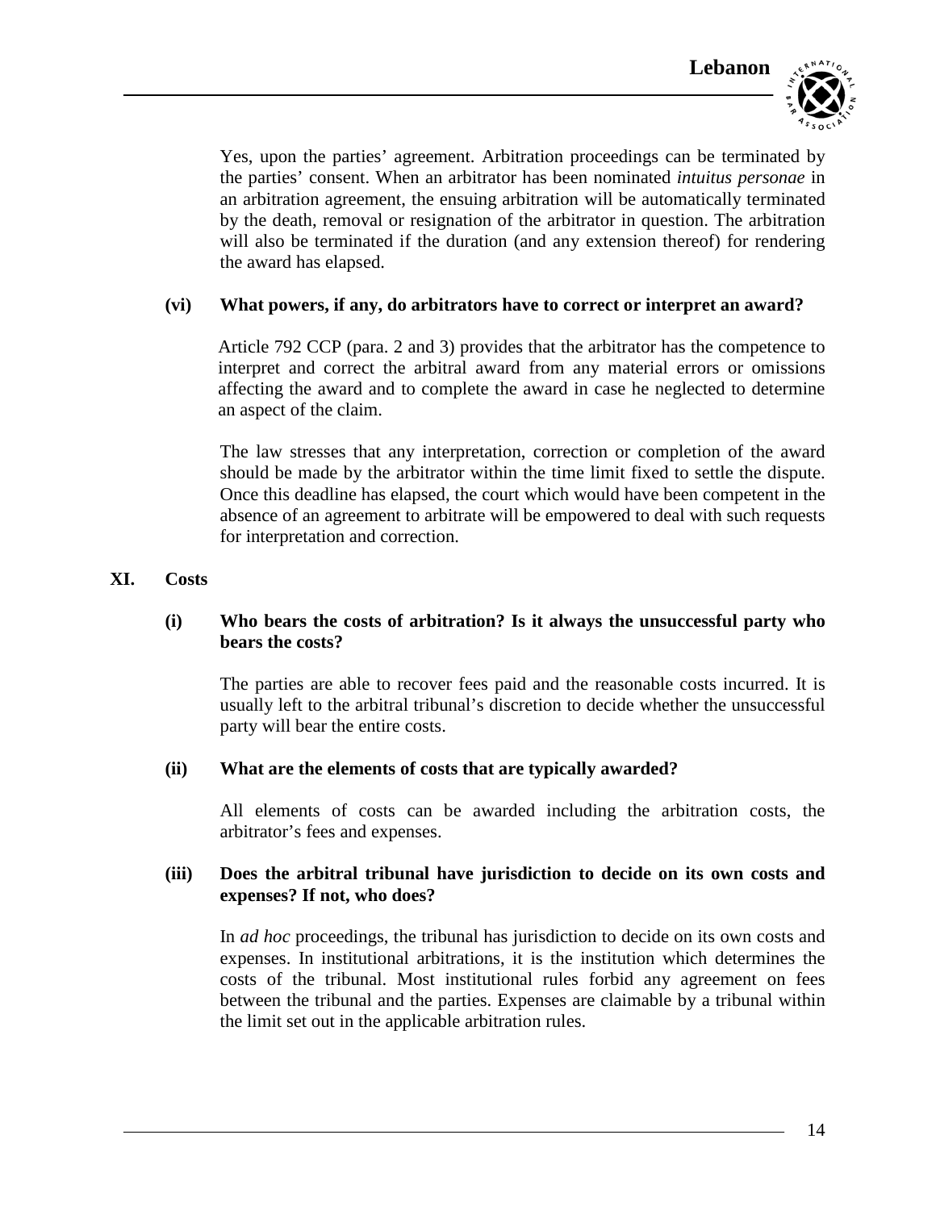Yes, upon the parties' agreement. Arbitration proceedings can be terminated by the parties' consent. When an arbitrator has been nominated *intuitus personae* in an arbitration agreement, the ensuing arbitration will be automatically terminated by the death, removal or resignation of the arbitrator in question. The arbitration will also be terminated if the duration (and any extension thereof) for rendering the award has elapsed.

**(vi) What powers, if any, do arbitrators have to correct or interpret an award?**

Article 792 CCP (para. 2 and 3) provides that the arbitrator has the competence to interpret and correct the arbitral award from any material errors or omissions affecting the award and to complete the award in case he neglected to determine an aspect of the claim.

The law stresses that any interpretation, correction or completion of the award should be made by the arbitrator within the time limit fixed to settle the dispute. Once this deadline has elapsed, the court which would have been competent in the absence of an agreement to arbitrate will be empowered to deal with such requests for interpretation and correction.

## XI. Costs

**(i) Who bears the costs of arbitration? Is it always the unsuccessful party who bears the costs?**

The parties are able to recover fees paid and the reasonable costs incurred. It is usually left to the arbitral tribunal's discretion to decide whether the unsuccessful party will bear the entire costs.

**(ii) What are the elements of costs that are typically awarded?**

All elements of costs can be awarded including the arbitration costs, the arbitrator's fees and expenses.

**(iii) Does the arbitral tribunal have jurisdiction to decide on its own costs and expenses? If not, who does?**

In *ad hoc* proceedings, the tribunal has jurisdiction to decide on its own costs and expenses. In institutional arbitrations, it is the institution which determines the costs of the tribunal. Most institutional rules forbid any agreement on fees between the tribunal and the parties. Expenses are claimable by a tribunal within the limit set out in the applicable arbitration rules.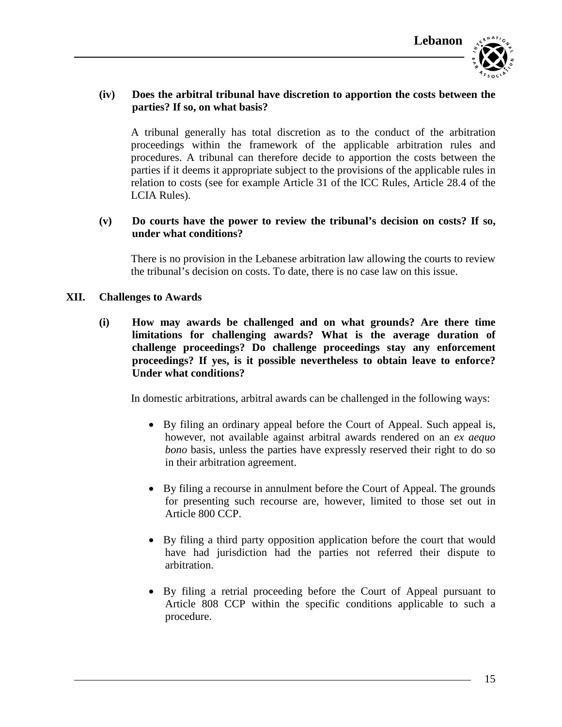**(iv) Does the arbitral tribunal have discretion to apportion the costs between the parties? If so, on what basis?**

A tribunal generally has total discretion as to the conduct of the arbitration proceedings within the framework of the applicable arbitration rules and procedures. A tribunal can therefore decide to apportion the costs between the parties if it deems it appropriate subject to the provisions of the applicable rules in relation to costs (see for example Article 31 of the ICC Rules, Article 28.4 of the LCIA Rules).

**(v) Do courts have the power to review the tribunal's decision on costs? If so, under what conditions?**

There is no provision in the Lebanese arbitration law allowing the courts to review the tribunal's decision on costs. To date, there is no case law on this issue.

## XII. Challenges to Awards

**(i) How may awards be challenged and on what grounds? Are there time limitations for challenging awards? What is the average duration of challenge proceedings? Do challenge proceedings stay any enforcement proceedings? If yes, is it possible nevertheless to obtain leave to enforce? Under what conditions?**

In domestic arbitrations, arbitral awards can be challenged in the following ways:

- By filing an ordinary appeal before the Court of Appeal. Such appeal is, however, not available against arbitral awards rendered on an *ex aequo bono* basis, unless the parties have expressly reserved their right to do so in their arbitration agreement.

- By filing a recourse in annulment before the Court of Appeal. The grounds for presenting such recourse are, however, limited to those set out in Article 800 CCP.

- By filing a third party opposition application before the court that would have had jurisdiction had the parties not referred their dispute to arbitration.

- By filing a retrial proceeding before the Court of Appeal pursuant to Article 808 CCP within the specific conditions applicable to such a procedure.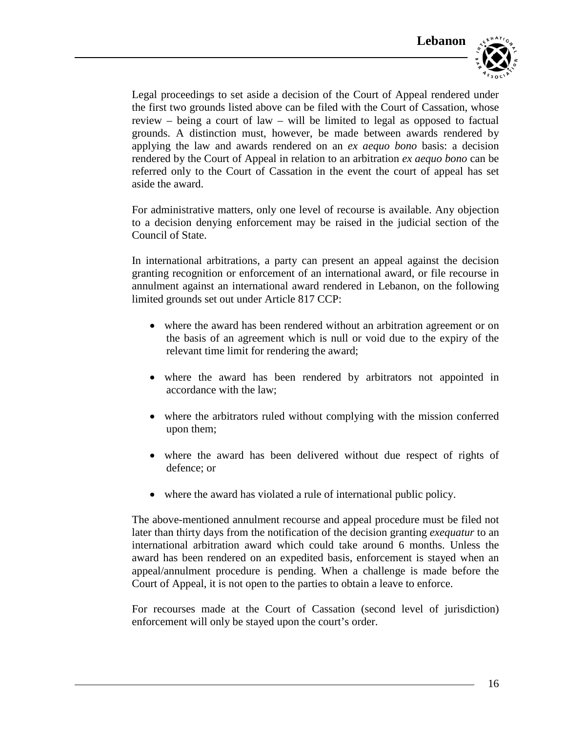Legal proceedings to set aside a decision of the Court of Appeal rendered under the first two grounds listed above can be filed with the Court of Cassation, whose review – being a court of law – will be limited to legal as opposed to factual grounds. A distinction must, however, be made between awards rendered by applying the law and awards rendered on an *ex aequo bono* basis: a decision rendered by the Court of Appeal in relation to an arbitration *ex aequo bono* can be referred only to the Court of Cassation in the event the court of appeal has set aside the award.

For administrative matters, only one level of recourse is available. Any objection to a decision denying enforcement may be raised in the judicial section of the Council of State.

In international arbitrations, a party can present an appeal against the decision granting recognition or enforcement of an international award, or file recourse in annulment against an international award rendered in Lebanon, on the following limited grounds set out under Article 817 CCP:

- where the award has been rendered without an arbitration agreement or on the basis of an agreement which is null or void due to the expiry of the relevant time limit for rendering the award;
- where the award has been rendered by arbitrators not appointed in accordance with the law;
- where the arbitrators ruled without complying with the mission conferred upon them;
- where the award has been delivered without due respect of rights of defence; or
- where the award has violated a rule of international public policy.

The above-mentioned annulment recourse and appeal procedure must be filed not later than thirty days from the notification of the decision granting *exequatur* to an international arbitration award which could take around 6 months. Unless the award has been rendered on an expedited basis, enforcement is stayed when an appeal/annulment procedure is pending. When a challenge is made before the Court of Appeal, it is not open to the parties to obtain a leave to enforce.

For recourses made at the Court of Cassation (second level of jurisdiction) enforcement will only be stayed upon the court's order.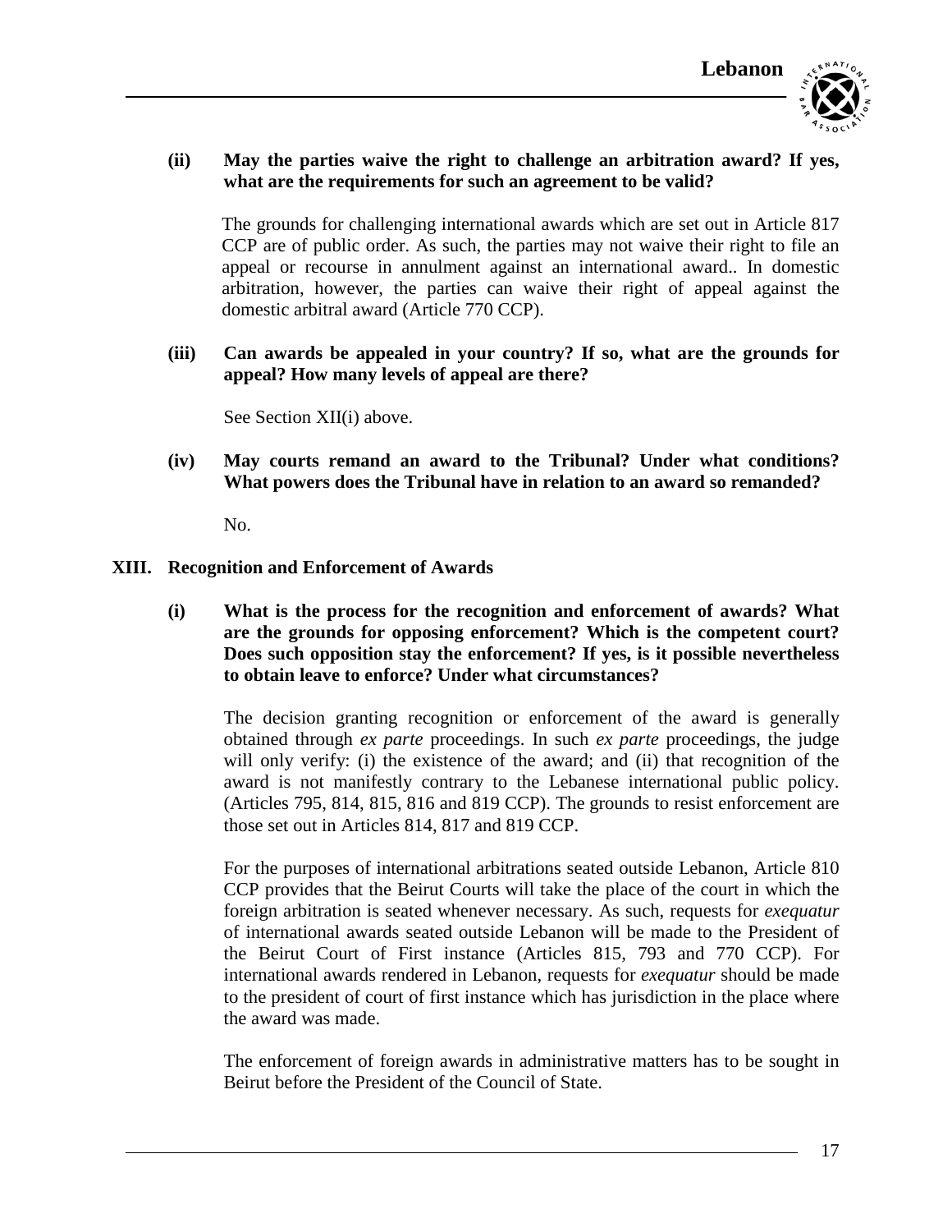**(ii) May the parties waive the right to challenge an arbitration award? If yes, what are the requirements for such an agreement to be valid?**

The grounds for challenging international awards which are set out in Article 817 CCP are of public order. As such, the parties may not waive their right to file an appeal or recourse in annulment against an international award.. In domestic arbitration, however, the parties can waive their right of appeal against the domestic arbitral award (Article 770 CCP).

**(iii) Can awards be appealed in your country? If so, what are the grounds for appeal? How many levels of appeal are there?**

See Section XII(i) above.

**(iv) May courts remand an award to the Tribunal? Under what conditions? What powers does the Tribunal have in relation to an award so remanded?**

No.

## XIII. Recognition and Enforcement of Awards

**(i) What is the process for the recognition and enforcement of awards? What are the grounds for opposing enforcement? Which is the competent court? Does such opposition stay the enforcement? If yes, is it possible nevertheless to obtain leave to enforce? Under what circumstances?**

The decision granting recognition or enforcement of the award is generally obtained through *ex parte* proceedings. In such *ex parte* proceedings, the judge will only verify: (i) the existence of the award; and (ii) that recognition of the award is not manifestly contrary to the Lebanese international public policy. (Articles 795, 814, 815, 816 and 819 CCP). The grounds to resist enforcement are those set out in Articles 814, 817 and 819 CCP.

For the purposes of international arbitrations seated outside Lebanon, Article 810 CCP provides that the Beirut Courts will take the place of the court in which the foreign arbitration is seated whenever necessary. As such, requests for *exequatur* of international awards seated outside Lebanon will be made to the President of the Beirut Court of First instance (Articles 815, 793 and 770 CCP). For international awards rendered in Lebanon, requests for *exequatur* should be made to the president of court of first instance which has jurisdiction in the place where the award was made.

The enforcement of foreign awards in administrative matters has to be sought in Beirut before the President of the Council of State.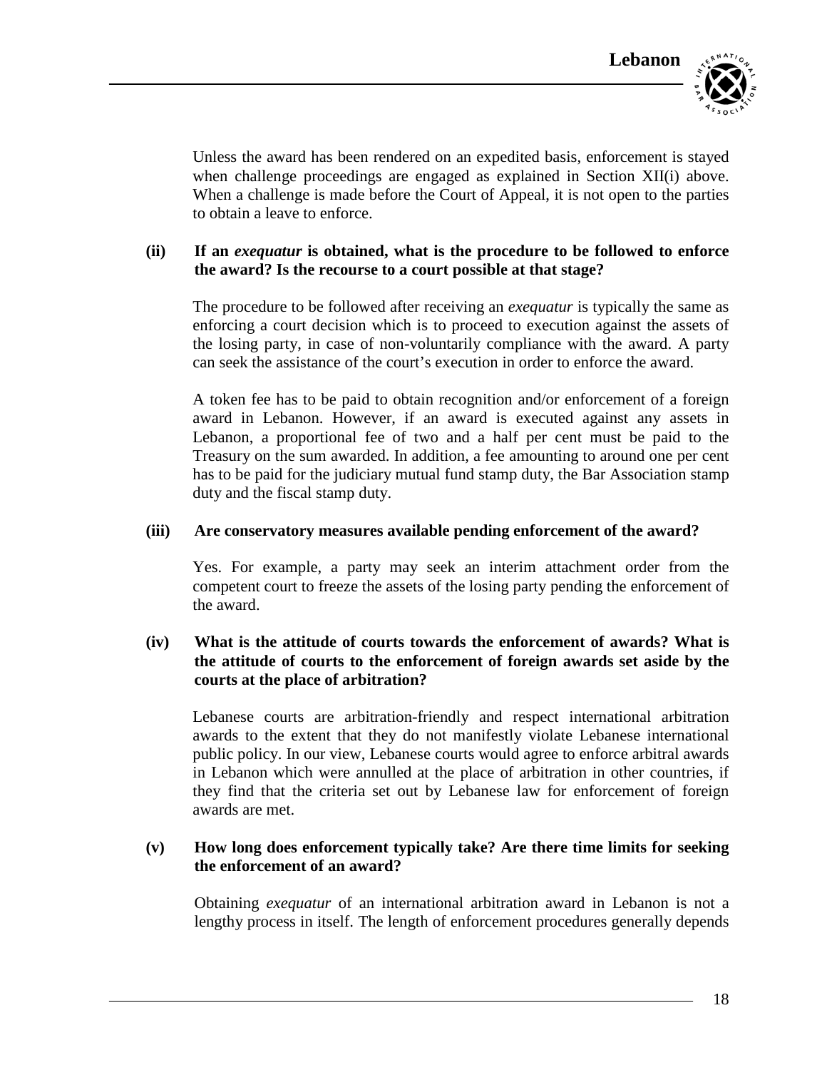Unless the award has been rendered on an expedited basis, enforcement is stayed when challenge proceedings are engaged as explained in Section XII(i) above. When a challenge is made before the Court of Appeal, it is not open to the parties to obtain a leave to enforce.

**(ii) If an *exequatur* is obtained, what is the procedure to be followed to enforce the award? Is the recourse to a court possible at that stage?**

The procedure to be followed after receiving an *exequatur* is typically the same as enforcing a court decision which is to proceed to execution against the assets of the losing party, in case of non-voluntarily compliance with the award. A party can seek the assistance of the court's execution in order to enforce the award.

A token fee has to be paid to obtain recognition and/or enforcement of a foreign award in Lebanon. However, if an award is executed against any assets in Lebanon, a proportional fee of two and a half per cent must be paid to the Treasury on the sum awarded. In addition, a fee amounting to around one per cent has to be paid for the judiciary mutual fund stamp duty, the Bar Association stamp duty and the fiscal stamp duty.

**(iii) Are conservatory measures available pending enforcement of the award?**

Yes. For example, a party may seek an interim attachment order from the competent court to freeze the assets of the losing party pending the enforcement of the award.

**(iv) What is the attitude of courts towards the enforcement of awards? What is the attitude of courts to the enforcement of foreign awards set aside by the courts at the place of arbitration?**

Lebanese courts are arbitration-friendly and respect international arbitration awards to the extent that they do not manifestly violate Lebanese international public policy. In our view, Lebanese courts would agree to enforce arbitral awards in Lebanon which were annulled at the place of arbitration in other countries, if they find that the criteria set out by Lebanese law for enforcement of foreign awards are met.

**(v) How long does enforcement typically take? Are there time limits for seeking the enforcement of an award?**

Obtaining *exequatur* of an international arbitration award in Lebanon is not a lengthy process in itself. The length of enforcement procedures generally depends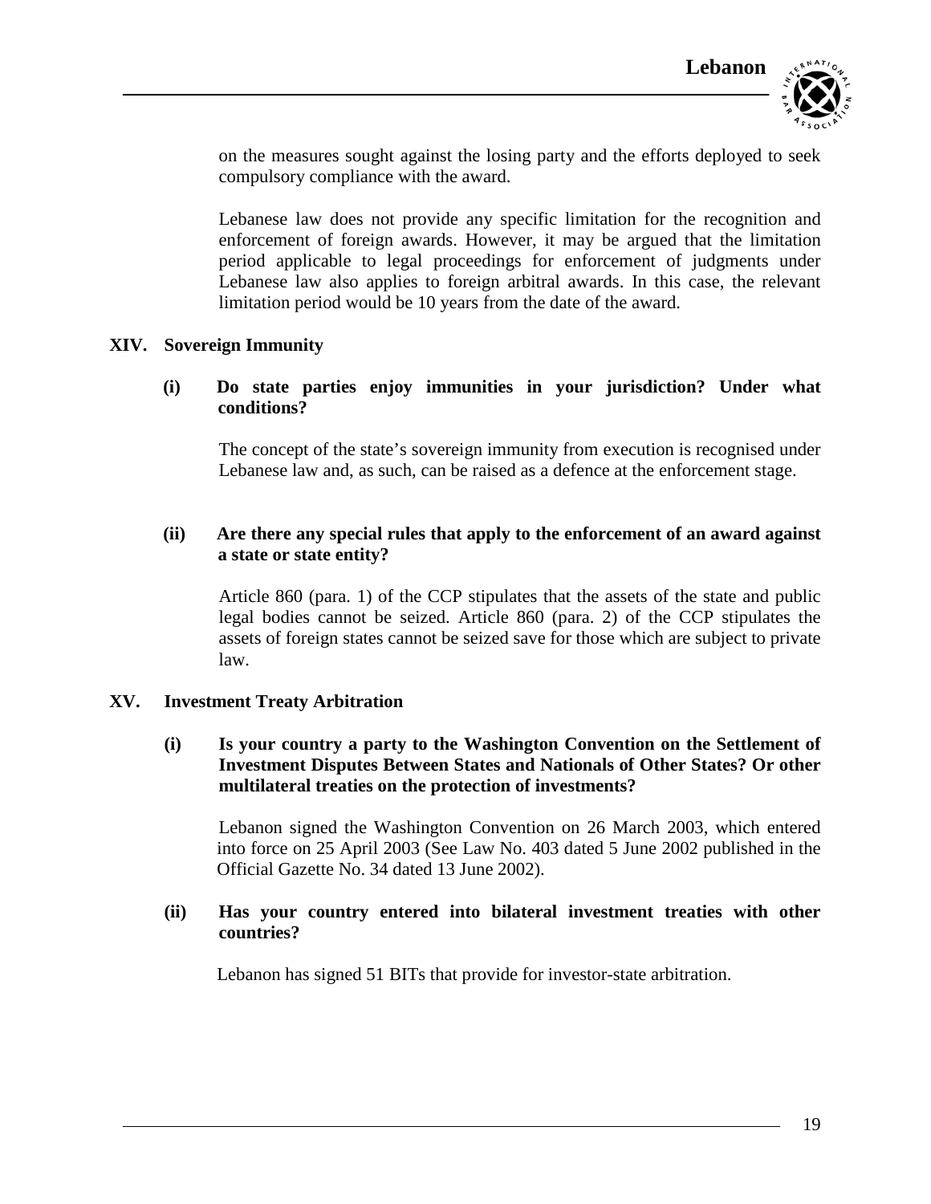on the measures sought against the losing party and the efforts deployed to seek compulsory compliance with the award.

Lebanese law does not provide any specific limitation for the recognition and enforcement of foreign awards. However, it may be argued that the limitation period applicable to legal proceedings for enforcement of judgments under Lebanese law also applies to foreign arbitral awards. In this case, the relevant limitation period would be 10 years from the date of the award.

## XIV. Sovereign Immunity

### (i) Do state parties enjoy immunities in your jurisdiction? Under what conditions?

The concept of the state's sovereign immunity from execution is recognised under Lebanese law and, as such, can be raised as a defence at the enforcement stage.

### (ii) Are there any special rules that apply to the enforcement of an award against a state or state entity?

Article 860 (para. 1) of the CCP stipulates that the assets of the state and public legal bodies cannot be seized. Article 860 (para. 2) of the CCP stipulates the assets of foreign states cannot be seized save for those which are subject to private law.

## XV. Investment Treaty Arbitration

### (i) Is your country a party to the Washington Convention on the Settlement of Investment Disputes Between States and Nationals of Other States? Or other multilateral treaties on the protection of investments?

Lebanon signed the Washington Convention on 26 March 2003, which entered into force on 25 April 2003 (See Law No. 403 dated 5 June 2002 published in the Official Gazette No. 34 dated 13 June 2002).

### (ii) Has your country entered into bilateral investment treaties with other countries?

Lebanon has signed 51 BITs that provide for investor-state arbitration.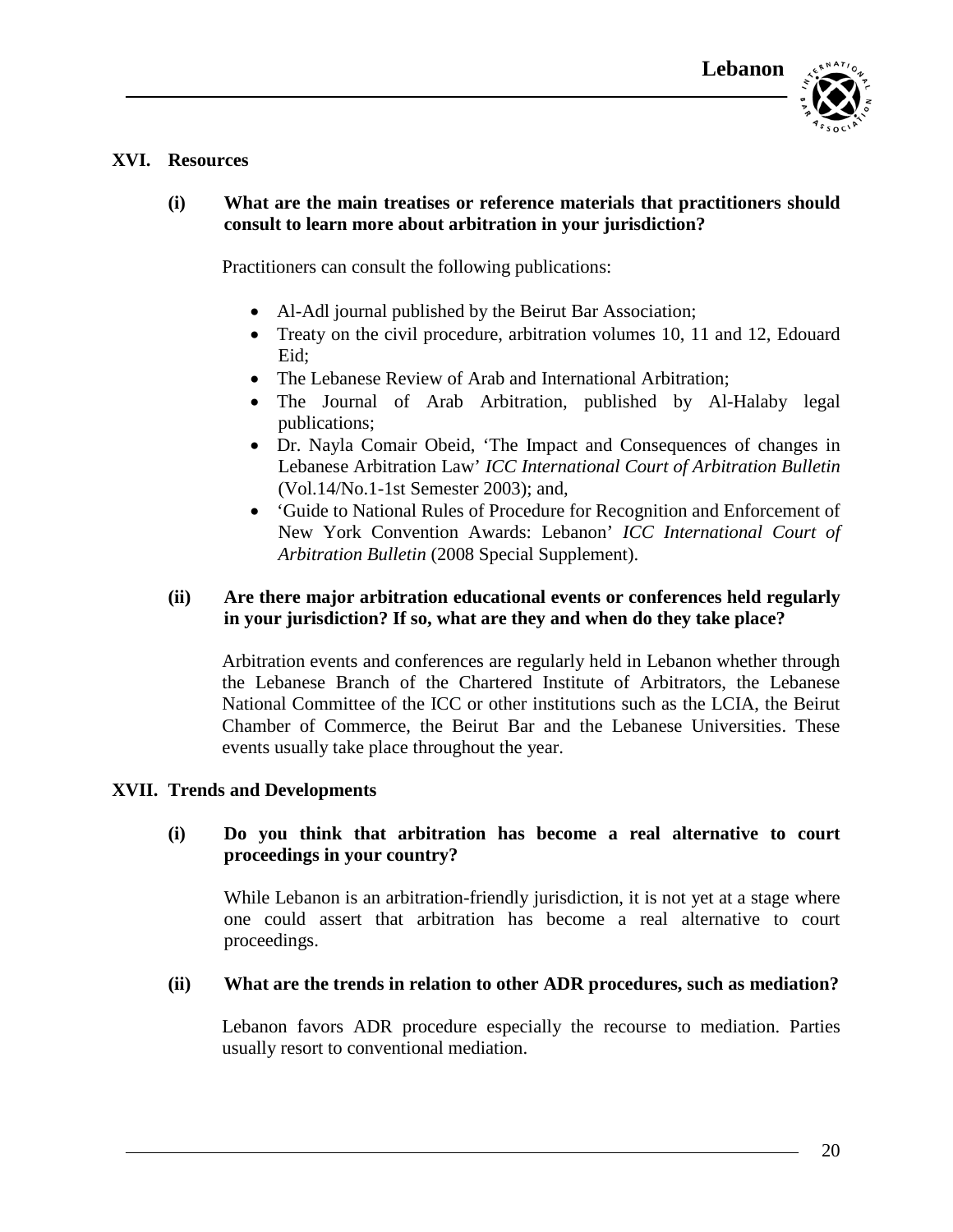## XVI. Resources

### (i) What are the main treatises or reference materials that practitioners should consult to learn more about arbitration in your jurisdiction?

Practitioners can consult the following publications:

- Al-Adl journal published by the Beirut Bar Association;
- Treaty on the civil procedure, arbitration volumes 10, 11 and 12, Edouard Eid;
- The Lebanese Review of Arab and International Arbitration;
- The Journal of Arab Arbitration, published by Al-Halaby legal publications;
- Dr. Nayla Comair Obeid, 'The Impact and Consequences of changes in Lebanese Arbitration Law' *ICC International Court of Arbitration Bulletin* (Vol.14/No.1-1st Semester 2003); and,
- 'Guide to National Rules of Procedure for Recognition and Enforcement of New York Convention Awards: Lebanon' *ICC International Court of Arbitration Bulletin* (2008 Special Supplement).

### (ii) Are there major arbitration educational events or conferences held regularly in your jurisdiction? If so, what are they and when do they take place?

Arbitration events and conferences are regularly held in Lebanon whether through the Lebanese Branch of the Chartered Institute of Arbitrators, the Lebanese National Committee of the ICC or other institutions such as the LCIA, the Beirut Chamber of Commerce, the Beirut Bar and the Lebanese Universities. These events usually take place throughout the year.

## XVII. Trends and Developments

### (i) Do you think that arbitration has become a real alternative to court proceedings in your country?

While Lebanon is an arbitration-friendly jurisdiction, it is not yet at a stage where one could assert that arbitration has become a real alternative to court proceedings.

### (ii) What are the trends in relation to other ADR procedures, such as mediation?

Lebanon favors ADR procedure especially the recourse to mediation. Parties usually resort to conventional mediation.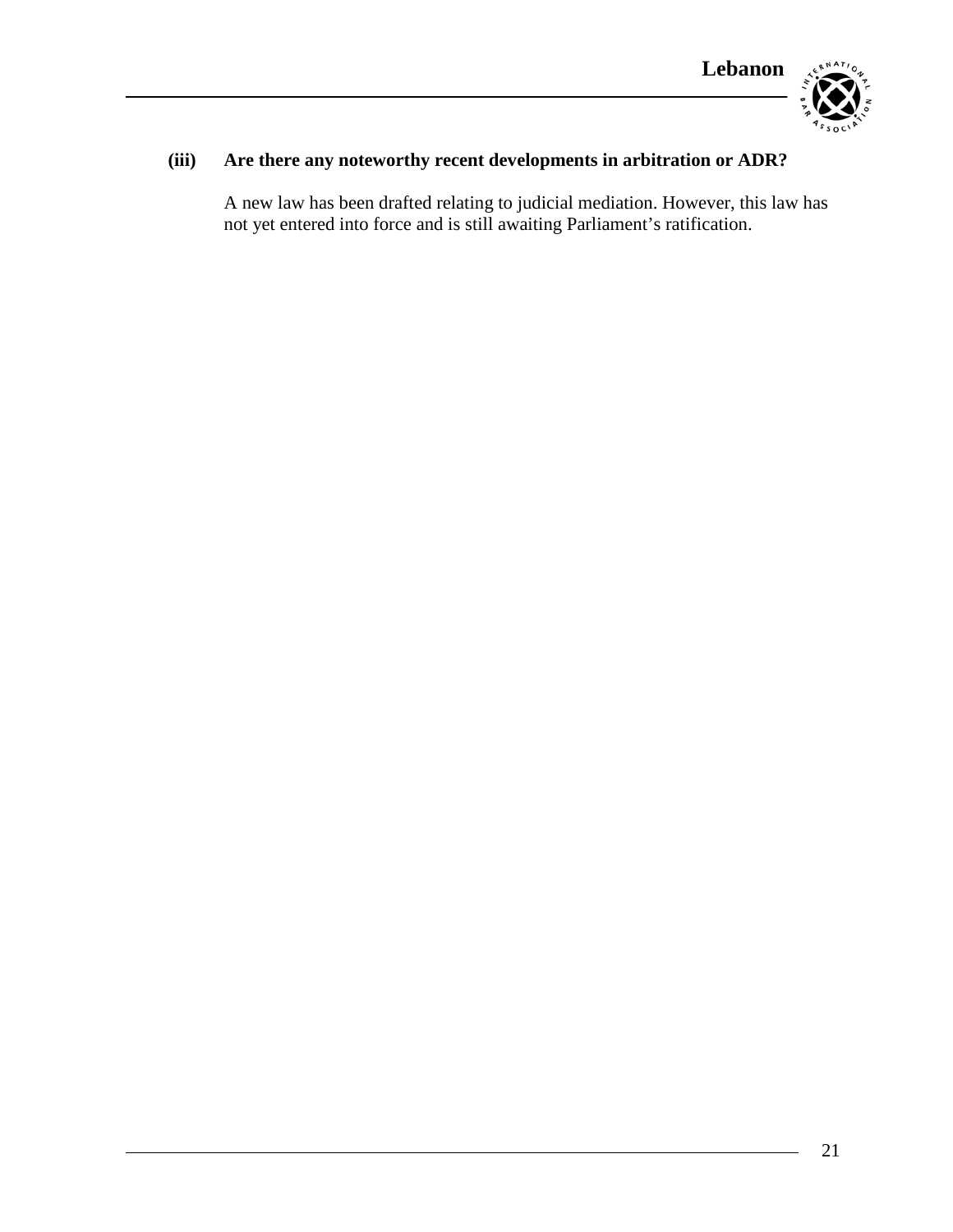**(iii) Are there any noteworthy recent developments in arbitration or ADR?**

A new law has been drafted relating to judicial mediation. However, this law has not yet entered into force and is still awaiting Parliament's ratification.